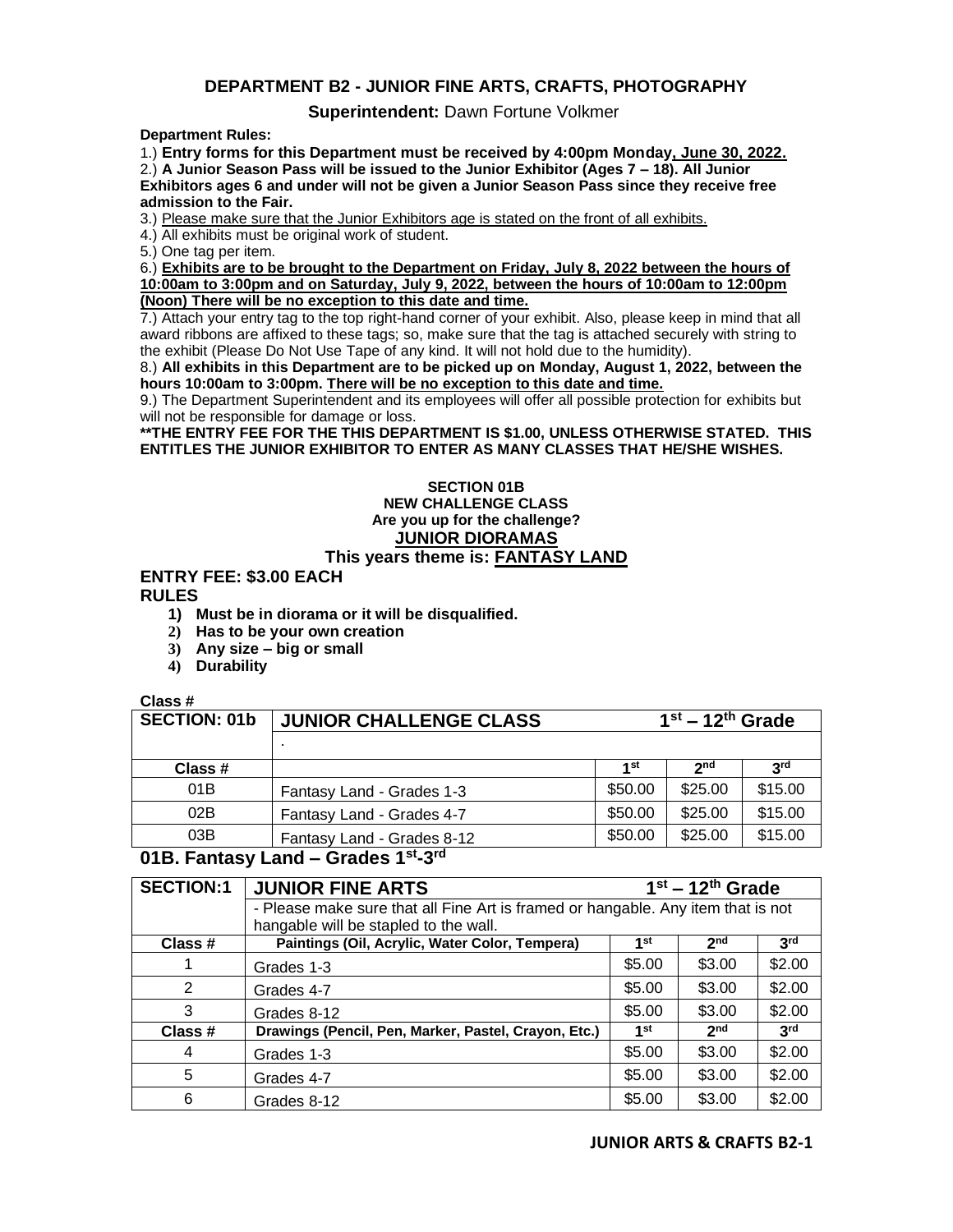## DEPARTMENT B2 - JUNIOR FINE ARTS, CRAFTS, PHOTOGRAPHY

**Superintendent:** Dawn Fortune Volkmer

**Department Rules:**

1.) **Entry forms for this Department must be received by 4:00pm Monday, June 30, 2022.**

2.) **A Junior Season Pass will be issued to the Junior Exhibitor (Ages 7 – 18). All Junior Exhibitors ages 6 and under will not be given a Junior Season Pass since they receive free admission to the Fair.**

3.) Please make sure that the Junior Exhibitors age is stated on the front of all exhibits.

4.) All exhibits must be original work of student.

5.) One tag per item.

6.) **Exhibits are to be brought to the Department on Friday, July 8, 2022 between the hours of 10:00am to 3:00pm and on Saturday, July 9, 2022, between the hours of 10:00am to 12:00pm (Noon) There will be no exception to this date and time.**

7.) Attach your entry tag to the top right-hand corner of your exhibit. Also, please keep in mind that all award ribbons are affixed to these tags; so, make sure that the tag is attached securely with string to the exhibit (Please Do Not Use Tape of any kind. It will not hold due to the humidity).

8.) **All exhibits in this Department are to be picked up on Monday, August 1, 2022, between the hours 10:00am to 3:00pm. There will be no exception to this date and time.**

9.) The Department Superintendent and its employees will offer all possible protection for exhibits but will not be responsible for damage or loss.

**\*\*THE ENTRY FEE FOR THE THIS DEPARTMENT IS $1.00, UNLESS OTHERWISE STATED. THIS ENTITLES THE JUNIOR EXHIBITOR TO ENTER AS MANY CLASSES THAT HE/SHE WISHES.**

### SECTION 01B
**NEW CHALLENGE CLASS**
**Are you up for the challenge?**
**JUNIOR DIORAMAS**
**This years theme is: FANTASY LAND**

**ENTRY FEE: $3.00 EACH**

**RULES**

1) **Must be in diorama or it will be disqualified.**
2) **Has to be your own creation**
3) **Any size – big or small**
4) **Durability**

**Class #**

| SECTION: 01b | JUNIOR CHALLENGE CLASS | 1st – 12th Grade | | |
|---|---|---|---|---|
| | . | | | |
| Class # | | 1st | 2nd | 3rd |
| 01B | Fantasy Land - Grades 1-3 | $50.00 | $25.00 | $15.00 |
| 02B | Fantasy Land - Grades 4-7 | $50.00 | $25.00 | $15.00 |
| 03B | Fantasy Land - Grades 8-12 | $50.00 | $25.00 | $15.00 |

**01B. Fantasy Land – Grades 1st-3rd**

| SECTION:1 | JUNIOR FINE ARTS | 1st – 12th Grade | | |
|---|---|---|---|---|
| | - Please make sure that all Fine Art is framed or hangable. Any item that is not hangable will be stapled to the wall. | | | |
| Class # | Paintings (Oil, Acrylic, Water Color, Tempera) | 1st | 2nd | 3rd |
| 1 | Grades 1-3 | $5.00 | $3.00 | $2.00 |
| 2 | Grades 4-7 | $5.00 | $3.00 | $2.00 |
| 3 | Grades 8-12 | $5.00 | $3.00 | $2.00 |
| Class # | Drawings (Pencil, Pen, Marker, Pastel, Crayon, Etc.) | 1st | 2nd | 3rd |
| 4 | Grades 1-3 | $5.00 | $3.00 | $2.00 |
| 5 | Grades 4-7 | $5.00 | $3.00 | $2.00 |
| 6 | Grades 8-12 | $5.00 | $3.00 | $2.00 |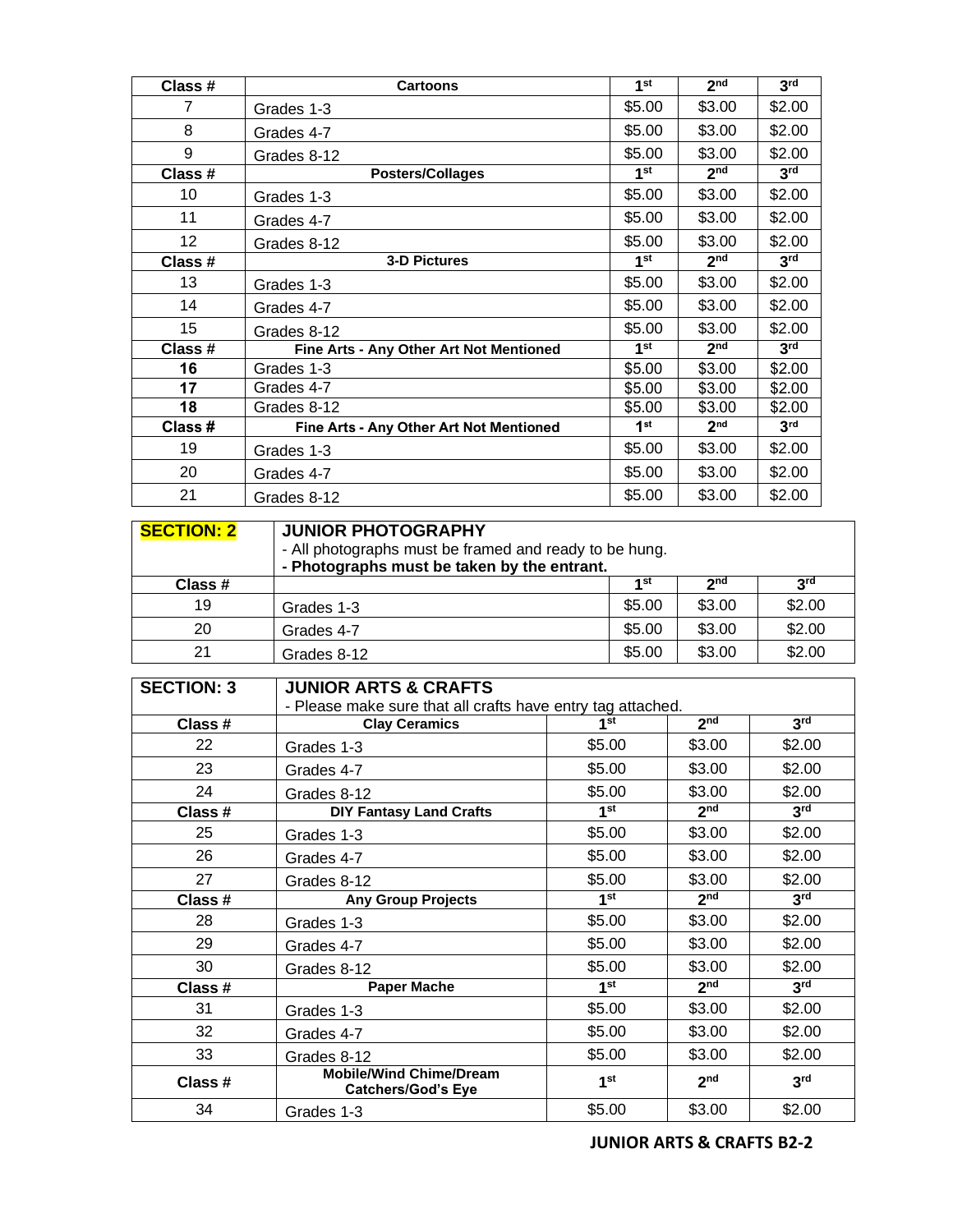| Class # | Cartoons | 1st | 2nd | 3rd |
|---|---|---|---|---|
| 7 | Grades 1-3 | $5.00 | $3.00 | $2.00 |
| 8 | Grades 4-7 | $5.00 | $3.00 | $2.00 |
| 9 | Grades 8-12 | $5.00 | $3.00 | $2.00 |
| **Class #** | **Posters/Collages** | **1st** | **2nd** | **3rd** |
| 10 | Grades 1-3 | $5.00 | $3.00 | $2.00 |
| 11 | Grades 4-7 | $5.00 | $3.00 | $2.00 |
| 12 | Grades 8-12 | $5.00 | $3.00 | $2.00 |
| **Class #** | **3-D Pictures** | **1st** | **2nd** | **3rd** |
| 13 | Grades 1-3 | $5.00 | $3.00 | $2.00 |
| 14 | Grades 4-7 | $5.00 | $3.00 | $2.00 |
| 15 | Grades 8-12 | $5.00 | $3.00 | $2.00 |
| **Class #** | **Fine Arts - Any Other Art Not Mentioned** | **1st** | **2nd** | **3rd** |
| **16** | Grades 1-3 | $5.00 | $3.00 | $2.00 |
| **17** | Grades 4-7 | $5.00 | $3.00 | $2.00 |
| **18** | Grades 8-12 | $5.00 | $3.00 | $2.00 |
| **Class #** | **Fine Arts - Any Other Art Not Mentioned** | **1st** | **2nd** | **3rd** |
| 19 | Grades 1-3 | $5.00 | $3.00 | $2.00 |
| 20 | Grades 4-7 | $5.00 | $3.00 | $2.00 |
| 21 | Grades 8-12 | $5.00 | $3.00 | $2.00 |

## SECTION: 2 — JUNIOR PHOTOGRAPHY

- All photographs must be framed and ready to be hung.
- **Photographs must be taken by the entrant.**

| Class # | | 1st | 2nd | 3rd |
|---|---|---|---|---|
| 19 | Grades 1-3 | $5.00 | $3.00 | $2.00 |
| 20 | Grades 4-7 | $5.00 | $3.00 | $2.00 |
| 21 | Grades 8-12 | $5.00 | $3.00 | $2.00 |

## SECTION: 3 — JUNIOR ARTS & CRAFTS

- Please make sure that all crafts have entry tag attached.

| Class # | Clay Ceramics | 1st | 2nd | 3rd |
|---|---|---|---|---|
| 22 | Grades 1-3 | $5.00 | $3.00 | $2.00 |
| 23 | Grades 4-7 | $5.00 | $3.00 | $2.00 |
| 24 | Grades 8-12 | $5.00 | $3.00 | $2.00 |
| **Class #** | **DIY Fantasy Land Crafts** | **1st** | **2nd** | **3rd** |
| 25 | Grades 1-3 | $5.00 | $3.00 | $2.00 |
| 26 | Grades 4-7 | $5.00 | $3.00 | $2.00 |
| 27 | Grades 8-12 | $5.00 | $3.00 | $2.00 |
| **Class #** | **Any Group Projects** | **1st** | **2nd** | **3rd** |
| 28 | Grades 1-3 | $5.00 | $3.00 | $2.00 |
| 29 | Grades 4-7 | $5.00 | $3.00 | $2.00 |
| 30 | Grades 8-12 | $5.00 | $3.00 | $2.00 |
| **Class #** | **Paper Mache** | **1st** | **2nd** | **3rd** |
| 31 | Grades 1-3 | $5.00 | $3.00 | $2.00 |
| 32 | Grades 4-7 | $5.00 | $3.00 | $2.00 |
| 33 | Grades 8-12 | $5.00 | $3.00 | $2.00 |
| **Class #** | **Mobile/Wind Chime/Dream Catchers/God's Eye** | **1st** | **2nd** | **3rd** |
| 34 | Grades 1-3 | $5.00 | $3.00 | $2.00 |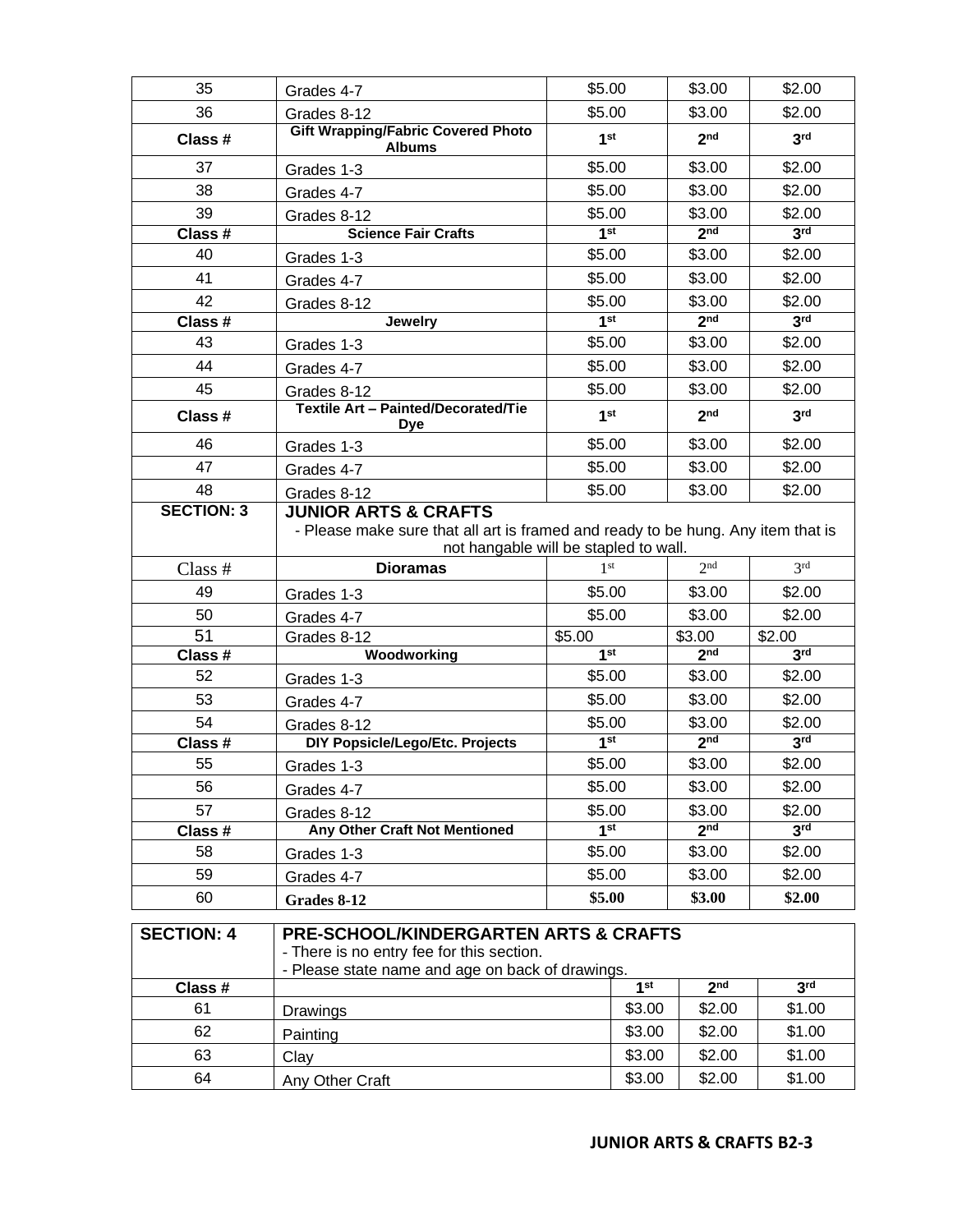| 35 | Grades 4-7 | $5.00 | $3.00 | $2.00 |
|---|---|---|---|---|
| 36 | Grades 8-12 | $5.00 | $3.00 | $2.00 |
| **Class #** | **Gift Wrapping/Fabric Covered Photo Albums** | **1st** | **2nd** | **3rd** |
| 37 | Grades 1-3 | $5.00 | $3.00 | $2.00 |
| 38 | Grades 4-7 | $5.00 | $3.00 | $2.00 |
| 39 | Grades 8-12 | $5.00 | $3.00 | $2.00 |
| **Class #** | **Science Fair Crafts** | **1st** | **2nd** | **3rd** |
| 40 | Grades 1-3 | $5.00 | $3.00 | $2.00 |
| 41 | Grades 4-7 | $5.00 | $3.00 | $2.00 |
| 42 | Grades 8-12 | $5.00 | $3.00 | $2.00 |
| **Class #** | **Jewelry** | **1st** | **2nd** | **3rd** |
| 43 | Grades 1-3 | $5.00 | $3.00 | $2.00 |
| 44 | Grades 4-7 | $5.00 | $3.00 | $2.00 |
| 45 | Grades 8-12 | $5.00 | $3.00 | $2.00 |
| **Class #** | **Textile Art – Painted/Decorated/Tie Dye** | **1st** | **2nd** | **3rd** |
| 46 | Grades 1-3 | $5.00 | $3.00 | $2.00 |
| 47 | Grades 4-7 | $5.00 | $3.00 | $2.00 |
| 48 | Grades 8-12 | $5.00 | $3.00 | $2.00 |
| **SECTION: 3** | **JUNIOR ARTS & CRAFTS** - Please make sure that all art is framed and ready to be hung. Any item that is not hangable will be stapled to wall. | | | |
| Class # | **Dioramas** | 1st | 2nd | 3rd |
| 49 | Grades 1-3 | $5.00 | $3.00 | $2.00 |
| 50 | Grades 4-7 | $5.00 | $3.00 | $2.00 |
| 51 | Grades 8-12 | $5.00 | $3.00 | $2.00 |
| **Class #** | **Woodworking** | **1st** | **2nd** | **3rd** |
| 52 | Grades 1-3 | $5.00 | $3.00 | $2.00 |
| 53 | Grades 4-7 | $5.00 | $3.00 | $2.00 |
| 54 | Grades 8-12 | $5.00 | $3.00 | $2.00 |
| **Class #** | **DIY Popsicle/Lego/Etc. Projects** | **1st** | **2nd** | **3rd** |
| 55 | Grades 1-3 | $5.00 | $3.00 | $2.00 |
| 56 | Grades 4-7 | $5.00 | $3.00 | $2.00 |
| 57 | Grades 8-12 | $5.00 | $3.00 | $2.00 |
| **Class #** | **Any Other Craft Not Mentioned** | **1st** | **2nd** | **3rd** |
| 58 | Grades 1-3 | $5.00 | $3.00 | $2.00 |
| 59 | Grades 4-7 | $5.00 | $3.00 | $2.00 |
| 60 | **Grades 8-12** | **$5.00** | **$3.00** | **$2.00** |

| **SECTION: 4** | **PRE-SCHOOL/KINDERGARTEN ARTS & CRAFTS** - There is no entry fee for this section. - Please state name and age on back of drawings. | | | |
|---|---|---|---|---|
| **Class #** | | **1st** | **2nd** | **3rd** |
| 61 | Drawings | $3.00 | $2.00 | $1.00 |
| 62 | Painting | $3.00 | $2.00 | $1.00 |
| 63 | Clay | $3.00 | $2.00 | $1.00 |
| 64 | Any Other Craft | $3.00 | $2.00 | $1.00 |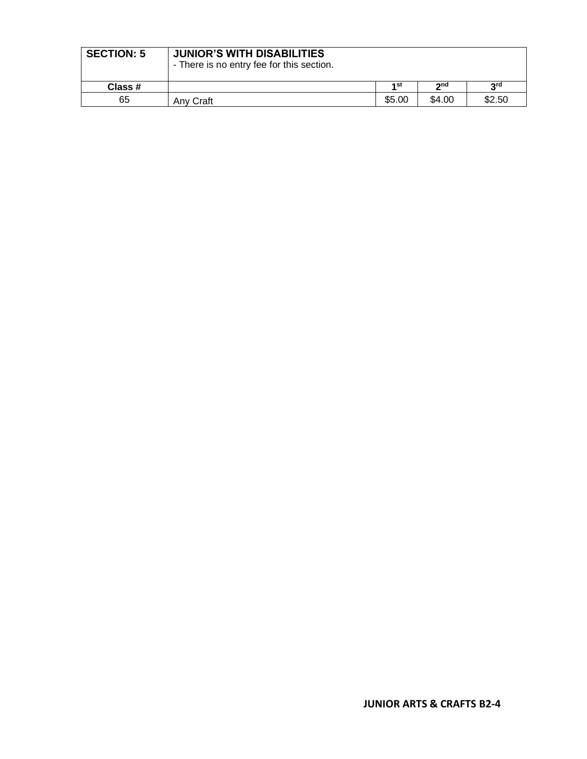| SECTION: 5 | JUNIOR'S WITH DISABILITIES<br>- There is no entry fee for this section. | | | |
|---|---|---|---|---|
| **Class #** | | **1st** | **2nd** | **3rd** |
| 65 | Any Craft | $5.00 | $4.00 | $2.50 |